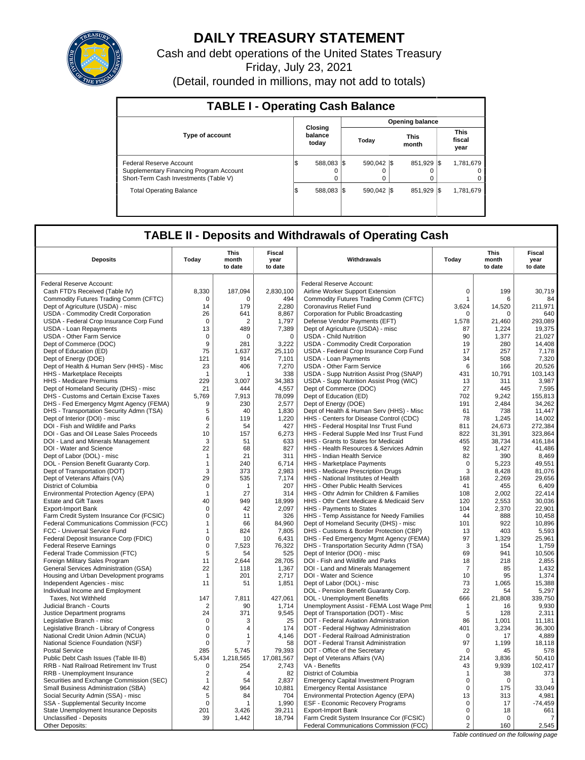# DAILY TREASURY STATEMENT

Cash and debt operations of the United States Treasury

Friday, July 23, 2021

(Detail, rounded in millions, may not add to totals)

## TABLE I - Operating Cash Balance

| Type of account | Closing balance today | Opening balance Today | Opening balance This month | Opening balance This fiscal year |
|---|---|---|---|---|
| Federal Reserve Account | $ 588,083 | $ 590,042 | $ 851,929 | $ 1,781,679 |
| Supplementary Financing Program Account | 0 | 0 | 0 | 0 |
| Short-Term Cash Investments (Table V) | 0 | 0 | 0 | 0 |
| Total Operating Balance | $ 588,083 | $ 590,042 | $ 851,929 | $ 1,781,679 |

## TABLE II - Deposits and Withdrawals of Operating Cash

| Deposits | Today | This month to date | Fiscal year to date | Withdrawals | Today | This month to date | Fiscal year to date |
|---|---|---|---|---|---|---|---|
| Federal Reserve Account: | | | | Federal Reserve Account: | | | |
| Cash FTD's Received (Table IV) | 8,330 | 187,094 | 2,830,100 | Airline Worker Support Extension | 0 | 199 | 30,719 |
| Commodity Futures Trading Comm (CFTC) | 0 | 0 | 494 | Commodity Futures Trading Comm (CFTC) | 1 | 6 | 84 |
| Dept of Agriculture (USDA) - misc | 14 | 179 | 2,280 | Coronavirus Relief Fund | 3,624 | 14,520 | 211,971 |
| USDA - Commodity Credit Corporation | 26 | 641 | 8,867 | Corporation for Public Broadcasting | 0 | 0 | 640 |
| USDA - Federal Crop Insurance Corp Fund | 0 | 2 | 1,797 | Defense Vendor Payments (EFT) | 1,578 | 21,460 | 293,089 |
| USDA - Loan Repayments | 13 | 489 | 7,389 | Dept of Agriculture (USDA) - misc | 87 | 1,224 | 19,375 |
| USDA - Other Farm Service | 0 | 0 | 0 | USDA - Child Nutrition | 90 | 1,377 | 21,027 |
| Dept of Commerce (DOC) | 9 | 281 | 3,222 | USDA - Commodity Credit Corporation | 19 | 280 | 14,408 |
| Dept of Education (ED) | 75 | 1,637 | 25,110 | USDA - Federal Crop Insurance Corp Fund | 17 | 257 | 7,178 |
| Dept of Energy (DOE) | 121 | 914 | 7,101 | USDA - Loan Payments | 34 | 508 | 7,320 |
| Dept of Health & Human Serv (HHS) - Misc | 23 | 406 | 7,270 | USDA - Other Farm Service | 6 | 166 | 20,526 |
| HHS - Marketplace Receipts | 1 | 1 | 338 | USDA - Supp Nutrition Assist Prog (SNAP) | 431 | 10,791 | 103,143 |
| HHS - Medicare Premiums | 229 | 3,007 | 34,383 | USDA - Supp Nutrition Assist Prog (WIC) | 13 | 311 | 3,987 |
| Dept of Homeland Security (DHS) - misc | 21 | 444 | 4,557 | Dept of Commerce (DOC) | 27 | 445 | 7,595 |
| DHS - Customs and Certain Excise Taxes | 5,769 | 7,913 | 78,099 | Dept of Education (ED) | 702 | 9,242 | 155,813 |
| DHS - Fed Emergency Mgmt Agency (FEMA) | 9 | 230 | 2,577 | Dept of Energy (DOE) | 191 | 2,484 | 34,262 |
| DHS - Transportation Security Admn (TSA) | 5 | 40 | 1,830 | Dept of Health & Human Serv (HHS) - Misc | 61 | 738 | 11,447 |
| Dept of Interior (DOI) - misc | 6 | 119 | 1,220 | HHS - Centers for Disease Control (CDC) | 78 | 1,245 | 14,002 |
| DOI - Fish and Wildlife and Parks | 2 | 54 | 427 | HHS - Federal Hospital Insr Trust Fund | 811 | 24,673 | 272,384 |
| DOI - Gas and Oil Lease Sales Proceeds | 10 | 157 | 6,273 | HHS - Federal Supple Med Insr Trust Fund | 822 | 31,391 | 323,864 |
| DOI - Land and Minerals Management | 3 | 51 | 633 | HHS - Grants to States for Medicaid | 455 | 38,734 | 416,184 |
| DOI - Water and Science | 22 | 68 | 827 | HHS - Health Resources & Services Admin | 92 | 1,427 | 41,486 |
| Dept of Labor (DOL) - misc | 1 | 21 | 311 | HHS - Indian Health Service | 82 | 390 | 8,469 |
| DOL - Pension Benefit Guaranty Corp. | 1 | 240 | 6,714 | HHS - Marketplace Payments | 0 | 5,223 | 49,551 |
| Dept of Transportation (DOT) | 3 | 373 | 2,983 | HHS - Medicare Prescription Drugs | 3 | 8,428 | 81,076 |
| Dept of Veterans Affairs (VA) | 29 | 535 | 7,174 | HHS - National Institutes of Health | 168 | 2,269 | 29,656 |
| District of Columbia | 0 | 1 | 207 | HHS - Other Public Health Services | 41 | 455 | 6,409 |
| Environmental Protection Agency (EPA) | 1 | 27 | 314 | HHS - Othr Admin for Children & Families | 108 | 2,002 | 22,414 |
| Estate and Gift Taxes | 40 | 949 | 18,999 | HHS - Othr Cent Medicare & Medicaid Serv | 120 | 2,553 | 30,036 |
| Export-Import Bank | 0 | 42 | 2,097 | HHS - Payments to States | 104 | 2,370 | 22,901 |
| Farm Credit System Insurance Cor (FCSIC) | 0 | 11 | 326 | HHS - Temp Assistance for Needy Families | 44 | 888 | 10,458 |
| Federal Communications Commission (FCC) | 1 | 66 | 84,960 | Dept of Homeland Security (DHS) - misc | 101 | 922 | 10,896 |
| FCC - Universal Service Fund | 1 | 824 | 7,805 | DHS - Customs & Border Protection (CBP) | 13 | 403 | 5,593 |
| Federal Deposit Insurance Corp (FDIC) | 0 | 10 | 6,431 | DHS - Fed Emergency Mgmt Agency (FEMA) | 97 | 1,329 | 25,961 |
| Federal Reserve Earnings | 0 | 7,523 | 76,322 | DHS - Transportation Security Admn (TSA) | 3 | 154 | 1,759 |
| Federal Trade Commission (FTC) | 5 | 54 | 525 | Dept of Interior (DOI) - misc | 69 | 941 | 10,506 |
| Foreign Military Sales Program | 11 | 2,644 | 28,705 | DOI - Fish and Wildlife and Parks | 18 | 218 | 2,855 |
| General Services Administration (GSA) | 22 | 118 | 1,367 | DOI - Land and Minerals Management | 7 | 85 | 1,432 |
| Housing and Urban Development programs | 1 | 201 | 2,717 | DOI - Water and Science | 10 | 95 | 1,374 |
| Independent Agencies - misc | 11 | 51 | 1,851 | Dept of Labor (DOL) - misc | 73 | 1,065 | 15,388 |
| Individual Income and Employment | | | | DOL - Pension Benefit Guaranty Corp. | 22 | 54 | 5,297 |
| Taxes, Not Withheld | 147 | 7,811 | 427,061 | DOL - Unemployment Benefits | 666 | 21,808 | 339,750 |
| Judicial Branch - Courts | 2 | 90 | 1,714 | Unemployment Assist - FEMA Lost Wage Pmt | 1 | 16 | 9,930 |
| Justice Department programs | 24 | 371 | 9,545 | Dept of Transportation (DOT) - Misc | 5 | 128 | 2,311 |
| Legislative Branch - misc | 0 | 3 | 25 | DOT - Federal Aviation Administration | 86 | 1,001 | 11,181 |
| Legislative Branch - Library of Congress | 0 | 4 | 174 | DOT - Federal Highway Administration | 401 | 3,234 | 36,300 |
| National Credit Union Admin (NCUA) | 0 | 1 | 4,146 | DOT - Federal Railroad Administration | 0 | 17 | 4,889 |
| National Science Foundation (NSF) | 0 | 7 | 58 | DOT - Federal Transit Administration | 97 | 1,199 | 18,118 |
| Postal Service | 285 | 5,745 | 79,393 | DOT - Office of the Secretary | 0 | 45 | 578 |
| Public Debt Cash Issues (Table III-B) | 5,434 | 1,218,565 | 17,081,567 | Dept of Veterans Affairs (VA) | 214 | 3,836 | 50,410 |
| RRB - Natl Railroad Retirement Inv Trust | 0 | 254 | 2,743 | VA - Benefits | 43 | 9,939 | 102,417 |
| RRB - Unemployment Insurance | 2 | 4 | 82 | District of Columbia | 1 | 38 | 373 |
| Securities and Exchange Commission (SEC) | 1 | 54 | 2,837 | Emergency Capital Investment Program | 0 | 0 | 1 |
| Small Business Administration (SBA) | 42 | 964 | 10,881 | Emergency Rental Assistance | 0 | 175 | 33,049 |
| Social Security Admin (SSA) - misc | 5 | 84 | 704 | Environmental Protection Agency (EPA) | 13 | 313 | 4,981 |
| SSA - Supplemental Security Income | 0 | 1 | 1,990 | ESF - Economic Recovery Programs | 0 | 17 | -74,459 |
| State Unemployment Insurance Deposits | 201 | 3,426 | 39,211 | Export-Import Bank | 0 | 18 | 661 |
| Unclassified - Deposits | 39 | 1,442 | 18,794 | Farm Credit System Insurance Cor (FCSIC) | 0 | 0 | 7 |
| Other Deposits: | | | | Federal Communications Commission (FCC) | 2 | 160 | 2,545 |

*Table continued on the following page*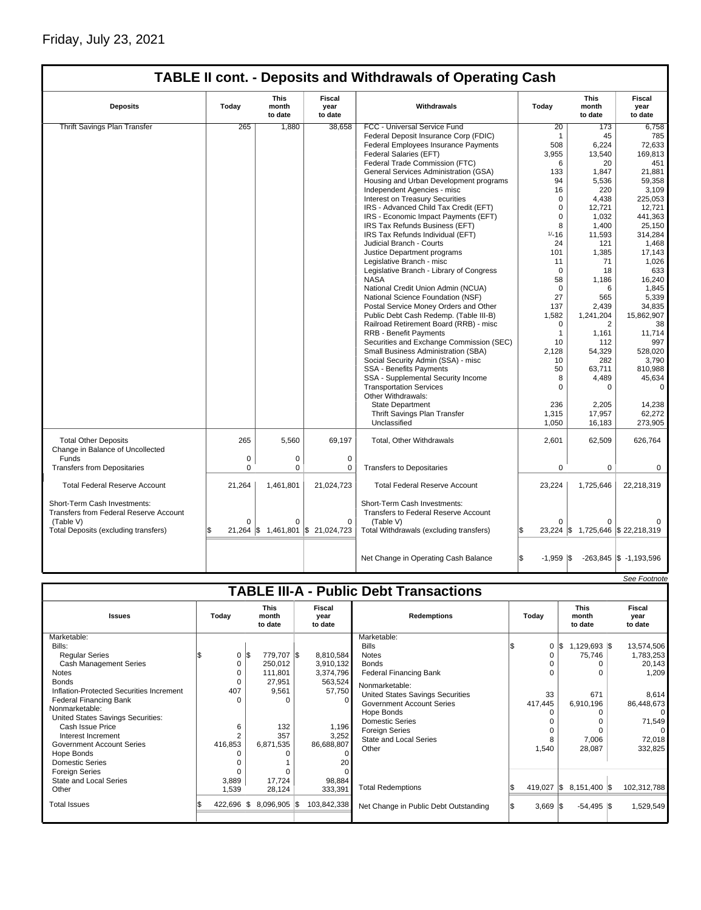Friday, July 23, 2021

## TABLE II cont. - Deposits and Withdrawals of Operating Cash

| Deposits | Today | This month to date | Fiscal year to date | Withdrawals | Today | This month to date | Fiscal year to date |
|---|---|---|---|---|---|---|---|
| Thrift Savings Plan Transfer | 265 | 1,880 | 38,658 | FCC - Universal Service Fund | 20 | 173 | 6,758 |
| | | | | Federal Deposit Insurance Corp (FDIC) | 1 | 45 | 785 |
| | | | | Federal Employees Insurance Payments | 508 | 6,224 | 72,633 |
| | | | | Federal Salaries (EFT) | 3,955 | 13,540 | 169,813 |
| | | | | Federal Trade Commission (FTC) | 6 | 20 | 451 |
| | | | | General Services Administration (GSA) | 133 | 1,847 | 21,881 |
| | | | | Housing and Urban Development programs | 94 | 5,536 | 59,358 |
| | | | | Independent Agencies - misc | 16 | 220 | 3,109 |
| | | | | Interest on Treasury Securities | 0 | 4,438 | 225,053 |
| | | | | IRS - Advanced Child Tax Credit (EFT) | 0 | 12,721 | 12,721 |
| | | | | IRS - Economic Impact Payments (EFT) | 0 | 1,032 | 441,363 |
| | | | | IRS Tax Refunds Business (EFT) | 8 | 1,400 | 25,150 |
| | | | | IRS Tax Refunds Individual (EFT) | 1/-16 | 11,593 | 314,284 |
| | | | | Judicial Branch - Courts | 24 | 121 | 1,468 |
| | | | | Justice Department programs | 101 | 1,385 | 17,143 |
| | | | | Legislative Branch - misc | 11 | 71 | 1,026 |
| | | | | Legislative Branch - Library of Congress | 0 | 18 | 633 |
| | | | | NASA | 58 | 1,186 | 16,240 |
| | | | | National Credit Union Admin (NCUA) | 0 | 6 | 1,845 |
| | | | | National Science Foundation (NSF) | 27 | 565 | 5,339 |
| | | | | Postal Service Money Orders and Other | 137 | 2,439 | 34,835 |
| | | | | Public Debt Cash Redemp. (Table III-B) | 1,582 | 1,241,204 | 15,862,907 |
| | | | | Railroad Retirement Board (RRB) - misc | 0 | 2 | 38 |
| | | | | RRB - Benefit Payments | 1 | 1,161 | 11,714 |
| | | | | Securities and Exchange Commission (SEC) | 10 | 112 | 997 |
| | | | | Small Business Administration (SBA) | 2,128 | 54,329 | 528,020 |
| | | | | Social Security Admin (SSA) - misc | 10 | 282 | 3,790 |
| | | | | SSA - Benefits Payments | 50 | 63,711 | 810,988 |
| | | | | SSA - Supplemental Security Income | 8 | 4,489 | 45,634 |
| | | | | Transportation Services | 0 | 0 | 0 |
| | | | | Other Withdrawals: | | | |
| | | | | State Department | 236 | 2,205 | 14,238 |
| | | | | Thrift Savings Plan Transfer | 1,315 | 17,957 | 62,272 |
| | | | | Unclassified | 1,050 | 16,183 | 273,905 |
| Total Other Deposits | 265 | 5,560 | 69,197 | Total, Other Withdrawals | 2,601 | 62,509 | 626,764 |
| Change in Balance of Uncollected Funds | 0 | 0 | 0 | | | | |
| Transfers from Depositaries | 0 | 0 | 0 | Transfers to Depositaries | 0 | 0 | 0 |
| Total Federal Reserve Account | 21,264 | 1,461,801 | 21,024,723 | Total Federal Reserve Account | 23,224 | 1,725,646 | 22,218,319 |
| Short-Term Cash Investments: Transfers from Federal Reserve Account (Table V) | 0 | 0 | 0 | Short-Term Cash Investments: Transfers to Federal Reserve Account (Table V) | 0 | 0 | 0 |
| Total Deposits (excluding transfers) | $ 21,264 | $ 1,461,801 | $ 21,024,723 | Total Withdrawals (excluding transfers) | $ 23,224 | $ 1,725,646 | $ 22,218,319 |
| | | | | Net Change in Operating Cash Balance | $ -1,959 | $ -263,845 | $ -1,193,596 |

*See Footnote*

## TABLE III-A - Public Debt Transactions

| Issues | Today | This month to date | Fiscal year to date | Redemptions | Today | This month to date | Fiscal year to date |
|---|---|---|---|---|---|---|---|
| Marketable: | | | | Marketable: | | | |
| Bills: | | | | Bills | $ 0 | $ 1,129,693 | $ 13,574,506 |
| Regular Series | $ 0 | $ 779,707 | $ 8,810,584 | Notes | 0 | 75,746 | 1,783,253 |
| Cash Management Series | 0 | 250,012 | 3,910,132 | Bonds | 0 | 0 | 20,143 |
| Notes | 0 | 111,801 | 3,374,796 | Federal Financing Bank | 0 | 0 | 1,209 |
| Bonds | 0 | 27,951 | 563,524 | Nonmarketable: | | | |
| Inflation-Protected Securities Increment | 407 | 9,561 | 57,750 | United States Savings Securities | 33 | 671 | 8,614 |
| Federal Financing Bank | 0 | 0 | 0 | Government Account Series | 417,445 | 6,910,196 | 86,448,673 |
| Nonmarketable: | | | | Hope Bonds | 0 | 0 | 0 |
| United States Savings Securities: | | | | Domestic Series | 0 | 0 | 71,549 |
| Cash Issue Price | 6 | 132 | 1,196 | Foreign Series | 0 | 0 | 0 |
| Interest Increment | 2 | 357 | 3,252 | State and Local Series | 8 | 7,006 | 72,018 |
| Government Account Series | 416,853 | 6,871,535 | 86,688,807 | Other | 1,540 | 28,087 | 332,825 |
| Hope Bonds | 0 | 0 | 0 | | | | |
| Domestic Series | 0 | 1 | 20 | | | | |
| Foreign Series | 0 | 0 | 0 | | | | |
| State and Local Series | 3,889 | 17,724 | 98,884 | | | | |
| Other | 1,539 | 28,124 | 333,391 | Total Redemptions | $ 419,027 | $ 8,151,400 | $ 102,312,788 |
| Total Issues | $ 422,696 | $ 8,096,905 | $ 103,842,338 | Net Change in Public Debt Outstanding | $ 3,669 | $ -54,495 | $ 1,529,549 |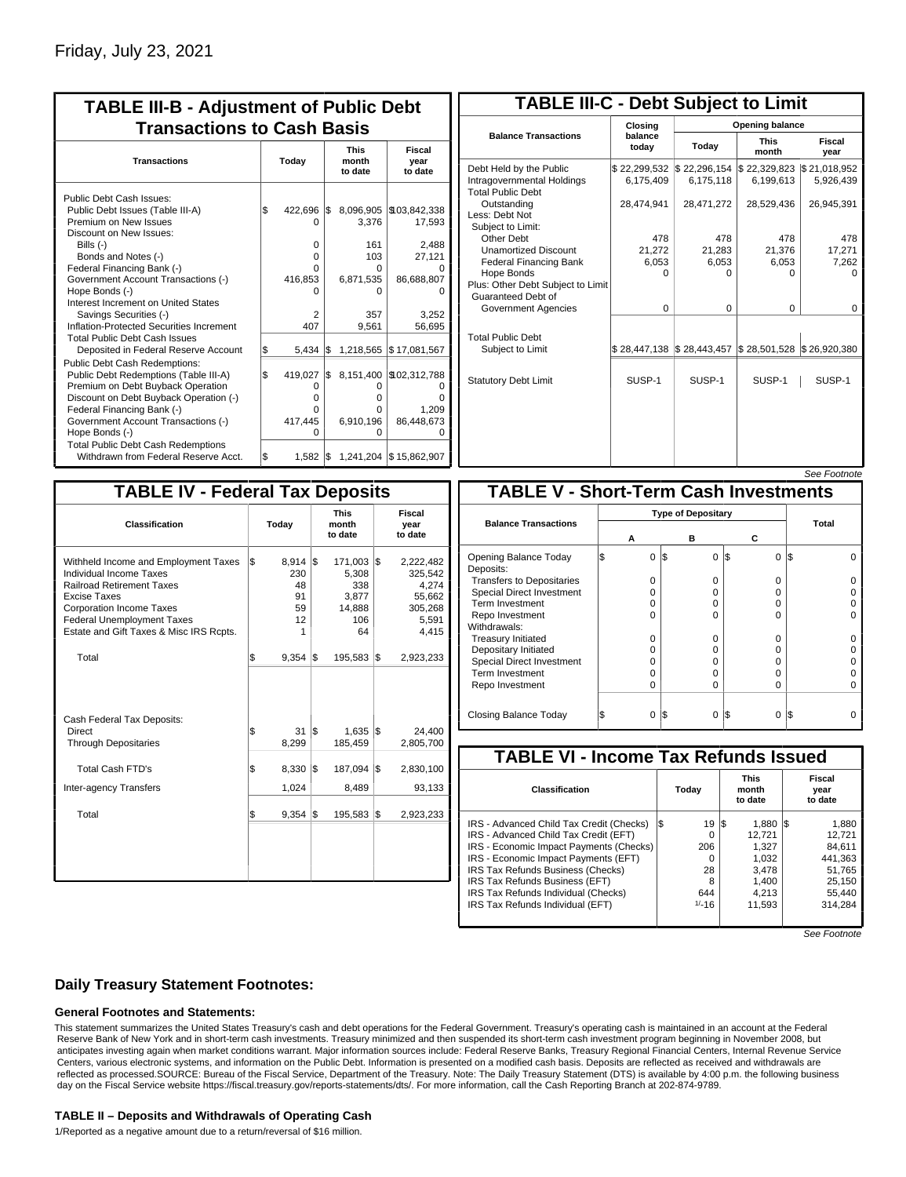Friday, July 23, 2021

## TABLE III-B - Adjustment of Public Debt Transactions to Cash Basis

| Transactions | Today | This month to date | Fiscal year to date |
|---|---|---|---|
| Public Debt Cash Issues: | | | |
| Public Debt Issues (Table III-A) | $ 422,696 | $ 8,096,905 | $103,842,338 |
| Premium on New Issues | 0 | 3,376 | 17,593 |
| Discount on New Issues: | | | |
| Bills (-) | 0 | 161 | 2,488 |
| Bonds and Notes (-) | 0 | 103 | 27,121 |
| Federal Financing Bank (-) | 0 | 0 | 0 |
| Government Account Transactions (-) | 416,853 | 6,871,535 | 86,688,807 |
| Hope Bonds (-) | 0 | 0 | 0 |
| Interest Increment on United States Savings Securities (-) | 2 | 357 | 3,252 |
| Inflation-Protected Securities Increment | 407 | 9,561 | 56,695 |
| Total Public Debt Cash Issues Deposited in Federal Reserve Account | $ 5,434 | $ 1,218,565 | $ 17,081,567 |
| Public Debt Cash Redemptions: | | | |
| Public Debt Redemptions (Table III-A) | $ 419,027 | $ 8,151,400 | $102,312,788 |
| Premium on Debt Buyback Operation | 0 | 0 | 0 |
| Discount on Debt Buyback Operation (-) | 0 | 0 | 0 |
| Federal Financing Bank (-) | 0 | 0 | 1,209 |
| Government Account Transactions (-) | 417,445 | 6,910,196 | 86,448,673 |
| Hope Bonds (-) | 0 | 0 | 0 |
| Total Public Debt Cash Redemptions Withdrawn from Federal Reserve Acct. | $ 1,582 | $ 1,241,204 | $ 15,862,907 |

## TABLE III-C - Debt Subject to Limit

| Balance Transactions | Closing balance today | Opening balance Today | Opening balance This month | Opening balance Fiscal year |
|---|---|---|---|---|
| Debt Held by the Public | $ 22,299,532 | $ 22,296,154 | $ 22,329,823 | $ 21,018,952 |
| Intragovernmental Holdings | 6,175,409 | 6,175,118 | 6,199,613 | 5,926,439 |
| Total Public Debt Outstanding | 28,474,941 | 28,471,272 | 28,529,436 | 26,945,391 |
| Less: Debt Not Subject to Limit: | | | | |
| Other Debt | 478 | 478 | 478 | 478 |
| Unamortized Discount | 21,272 | 21,283 | 21,376 | 17,271 |
| Federal Financing Bank | 6,053 | 6,053 | 6,053 | 7,262 |
| Hope Bonds | 0 | 0 | 0 | 0 |
| Plus: Other Debt Subject to Limit Guaranteed Debt of Government Agencies | 0 | 0 | 0 | 0 |
| Total Public Debt Subject to Limit | $ 28,447,138 | $ 28,443,457 | $ 28,501,528 | $ 26,920,380 |
| Statutory Debt Limit | SUSP-1 | SUSP-1 | SUSP-1 | SUSP-1 |

*See Footnote*

## TABLE IV - Federal Tax Deposits

| Classification | Today | This month to date | Fiscal year to date |
|---|---|---|---|
| Withheld Income and Employment Taxes | $ 8,914 | $ 171,003 | $ 2,222,482 |
| Individual Income Taxes | 230 | 5,308 | 325,542 |
| Railroad Retirement Taxes | 48 | 338 | 4,274 |
| Excise Taxes | 91 | 3,877 | 55,662 |
| Corporation Income Taxes | 59 | 14,888 | 305,268 |
| Federal Unemployment Taxes | 12 | 106 | 5,591 |
| Estate and Gift Taxes & Misc IRS Rcpts. | 1 | 64 | 4,415 |
| Total | $ 9,354 | $ 195,583 | $ 2,923,233 |
| Cash Federal Tax Deposits: | | | |
| Direct | $ 31 | $ 1,635 | $ 24,400 |
| Through Depositaries | 8,299 | 185,459 | 2,805,700 |
| Total Cash FTD's | $ 8,330 | $ 187,094 | $ 2,830,100 |
| Inter-agency Transfers | 1,024 | 8,489 | 93,133 |
| Total | $ 9,354 | $ 195,583 | $ 2,923,233 |

## TABLE V - Short-Term Cash Investments

| Balance Transactions | Type of Depositary A | B | C | Total |
|---|---|---|---|---|
| Opening Balance Today | $ 0 | $ 0 | $ 0 | $ 0 |
| Deposits: | | | | |
| Transfers to Depositaries | 0 | 0 | 0 | 0 |
| Special Direct Investment | 0 | 0 | 0 | 0 |
| Term Investment | 0 | 0 | 0 | 0 |
| Repo Investment | 0 | 0 | 0 | 0 |
| Withdrawals: | | | | |
| Treasury Initiated | 0 | 0 | 0 | 0 |
| Depositary Initiated | 0 | 0 | 0 | 0 |
| Special Direct Investment | 0 | 0 | 0 | 0 |
| Term Investment | 0 | 0 | 0 | 0 |
| Repo Investment | 0 | 0 | 0 | 0 |
| Closing Balance Today | $ 0 | $ 0 | $ 0 | $ 0 |

## TABLE VI - Income Tax Refunds Issued

| Classification | Today | This month to date | Fiscal year to date |
|---|---|---|---|
| IRS - Advanced Child Tax Credit (Checks) | $ 19 | $ 1,880 | $ 1,880 |
| IRS - Advanced Child Tax Credit (EFT) | 0 | 12,721 | 12,721 |
| IRS - Economic Impact Payments (Checks) | 206 | 1,327 | 84,611 |
| IRS - Economic Impact Payments (EFT) | 0 | 1,032 | 441,363 |
| IRS Tax Refunds Business (Checks) | 28 | 3,478 | 51,765 |
| IRS Tax Refunds Business (EFT) | 8 | 1,400 | 25,150 |
| IRS Tax Refunds Individual (Checks) | 644 | 4,213 | 55,440 |
| IRS Tax Refunds Individual (EFT) | 1/-16 | 11,593 | 314,284 |

*See Footnote*

### Daily Treasury Statement Footnotes:

#### General Footnotes and Statements:

This statement summarizes the United States Treasury's cash and debt operations for the Federal Government. Treasury's operating cash is maintained in an account at the Federal Reserve Bank of New York and in short-term cash investments. Treasury minimized and then suspended its short-term cash investment program beginning in November 2008, but anticipates investing again when market conditions warrant. Major information sources include: Federal Reserve Banks, Treasury Regional Financial Centers, Internal Revenue Service Centers, various electronic systems, and information on the Public Debt. Information is presented on a modified cash basis. Deposits are reflected as received and withdrawals are reflected as processed.SOURCE: Bureau of the Fiscal Service, Department of the Treasury. Note: The Daily Treasury Statement (DTS) is available by 4:00 p.m. the following business day on the Fiscal Service website https://fiscal.treasury.gov/reports-statements/dts/. For more information, call the Cash Reporting Branch at 202-874-9789.

#### TABLE II – Deposits and Withdrawals of Operating Cash

1/Reported as a negative amount due to a return/reversal of $16 million.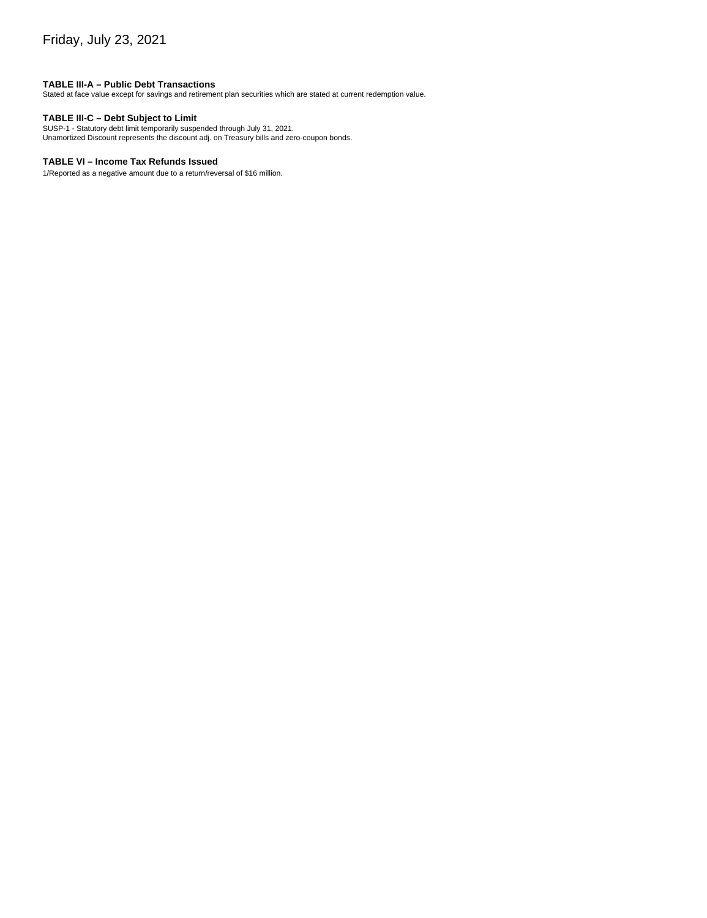Friday, July 23, 2021

**TABLE III-A – Public Debt Transactions**

Stated at face value except for savings and retirement plan securities which are stated at current redemption value.

**TABLE III-C – Debt Subject to Limit**

SUSP-1 - Statutory debt limit temporarily suspended through July 31, 2021.
Unamortized Discount represents the discount adj. on Treasury bills and zero-coupon bonds.

**TABLE VI – Income Tax Refunds Issued**

1/Reported as a negative amount due to a return/reversal of $16 million.